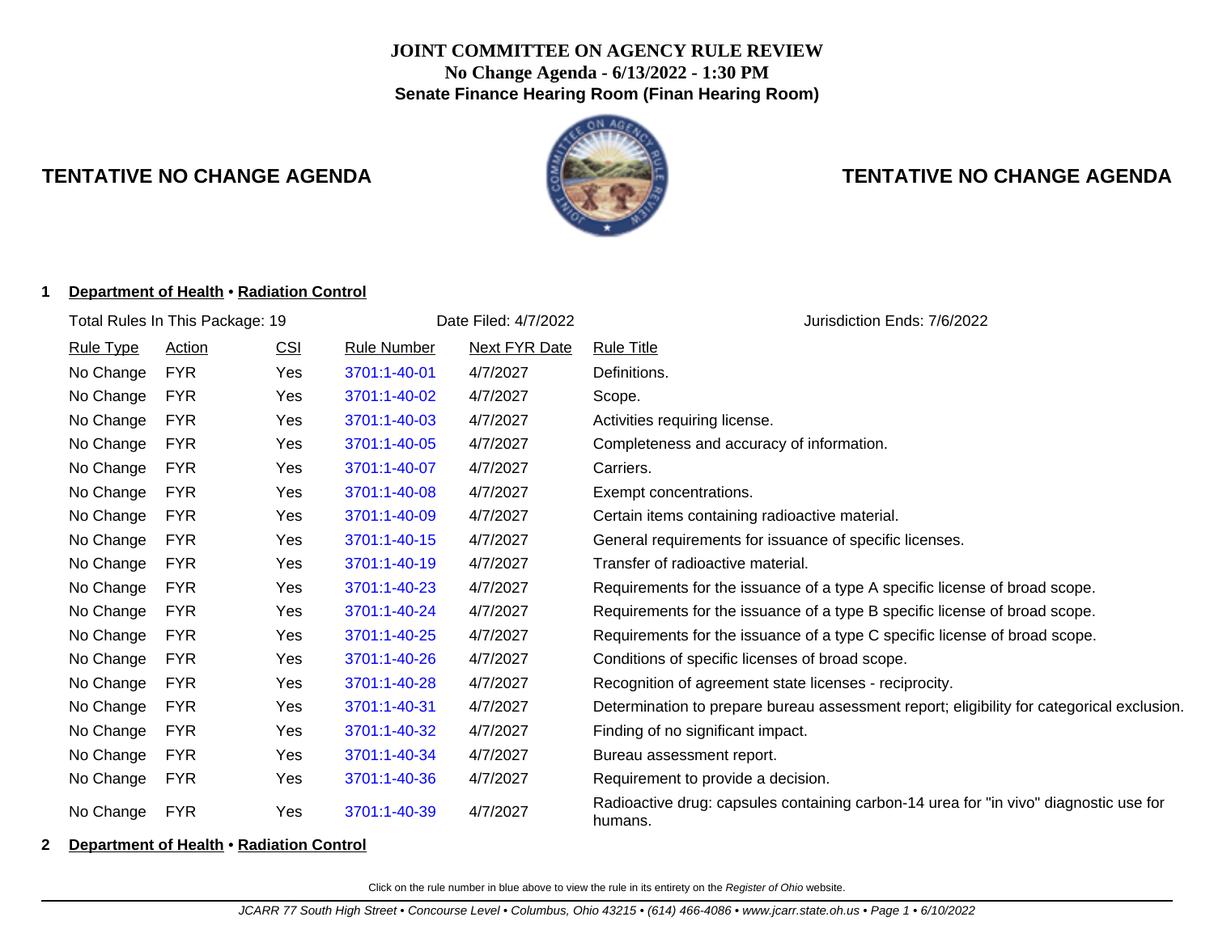# JOINT COMMITTEE ON AGENCY RULE REVIEW

**No Change Agenda - 6/13/2022 - 1:30 PM**

**Senate Finance Hearing Room (Finan Hearing Room)**

## TENTATIVE NO CHANGE AGENDA

### 1 Department of Health • Radiation Control

Total Rules In This Package: 19 | Date Filed: 4/7/2022 | Jurisdiction Ends: 7/6/2022

| Rule Type | Action | CSI | Rule Number | Next FYR Date | Rule Title |
|---|---|---|---|---|---|
| No Change | FYR | Yes | 3701:1-40-01 | 4/7/2027 | Definitions. |
| No Change | FYR | Yes | 3701:1-40-02 | 4/7/2027 | Scope. |
| No Change | FYR | Yes | 3701:1-40-03 | 4/7/2027 | Activities requiring license. |
| No Change | FYR | Yes | 3701:1-40-05 | 4/7/2027 | Completeness and accuracy of information. |
| No Change | FYR | Yes | 3701:1-40-07 | 4/7/2027 | Carriers. |
| No Change | FYR | Yes | 3701:1-40-08 | 4/7/2027 | Exempt concentrations. |
| No Change | FYR | Yes | 3701:1-40-09 | 4/7/2027 | Certain items containing radioactive material. |
| No Change | FYR | Yes | 3701:1-40-15 | 4/7/2027 | General requirements for issuance of specific licenses. |
| No Change | FYR | Yes | 3701:1-40-19 | 4/7/2027 | Transfer of radioactive material. |
| No Change | FYR | Yes | 3701:1-40-23 | 4/7/2027 | Requirements for the issuance of a type A specific license of broad scope. |
| No Change | FYR | Yes | 3701:1-40-24 | 4/7/2027 | Requirements for the issuance of a type B specific license of broad scope. |
| No Change | FYR | Yes | 3701:1-40-25 | 4/7/2027 | Requirements for the issuance of a type C specific license of broad scope. |
| No Change | FYR | Yes | 3701:1-40-26 | 4/7/2027 | Conditions of specific licenses of broad scope. |
| No Change | FYR | Yes | 3701:1-40-28 | 4/7/2027 | Recognition of agreement state licenses - reciprocity. |
| No Change | FYR | Yes | 3701:1-40-31 | 4/7/2027 | Determination to prepare bureau assessment report; eligibility for categorical exclusion. |
| No Change | FYR | Yes | 3701:1-40-32 | 4/7/2027 | Finding of no significant impact. |
| No Change | FYR | Yes | 3701:1-40-34 | 4/7/2027 | Bureau assessment report. |
| No Change | FYR | Yes | 3701:1-40-36 | 4/7/2027 | Requirement to provide a decision. |
| No Change | FYR | Yes | 3701:1-40-39 | 4/7/2027 | Radioactive drug: capsules containing carbon-14 urea for "in vivo" diagnostic use for humans. |

### 2 Department of Health • Radiation Control

Click on the rule number in blue above to view the rule in its entirety on the *Register of Ohio* website.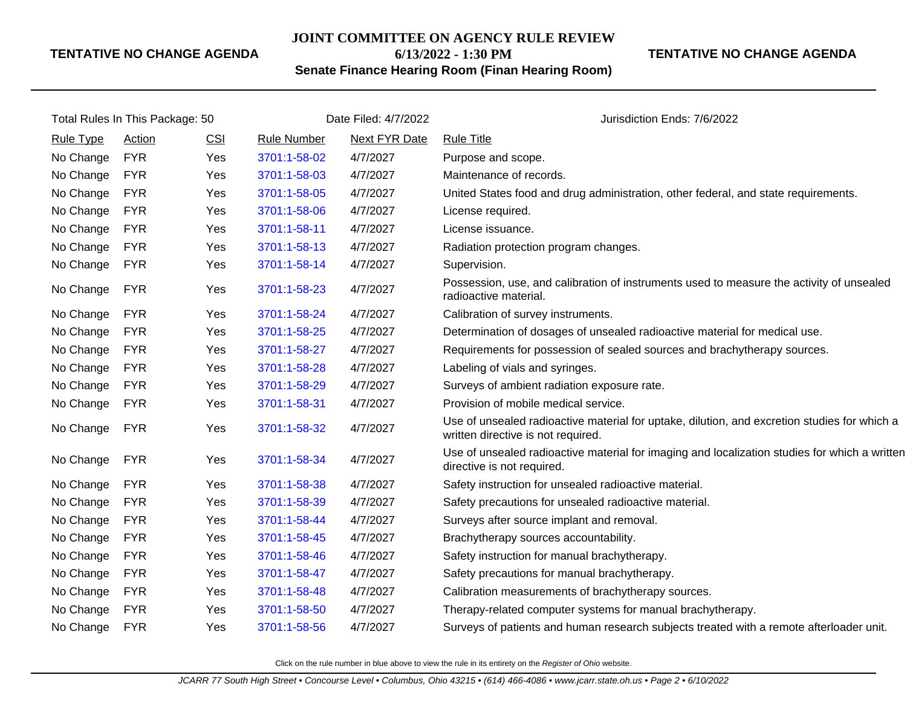**TENTATIVE NO CHANGE AGENDA**

# JOINT COMMITTEE ON AGENCY RULE REVIEW

**6/13/2022 - 1:30 PM**

**Senate Finance Hearing Room (Finan Hearing Room)**

**TENTATIVE NO CHANGE AGENDA**

Total Rules In This Package: 50 | Date Filed: 4/7/2022 | Jurisdiction Ends: 7/6/2022

| Rule Type | Action | CSI | Rule Number | Next FYR Date | Rule Title |
|---|---|---|---|---|---|
| No Change | FYR | Yes | 3701:1-58-02 | 4/7/2027 | Purpose and scope. |
| No Change | FYR | Yes | 3701:1-58-03 | 4/7/2027 | Maintenance of records. |
| No Change | FYR | Yes | 3701:1-58-05 | 4/7/2027 | United States food and drug administration, other federal, and state requirements. |
| No Change | FYR | Yes | 3701:1-58-06 | 4/7/2027 | License required. |
| No Change | FYR | Yes | 3701:1-58-11 | 4/7/2027 | License issuance. |
| No Change | FYR | Yes | 3701:1-58-13 | 4/7/2027 | Radiation protection program changes. |
| No Change | FYR | Yes | 3701:1-58-14 | 4/7/2027 | Supervision. |
| No Change | FYR | Yes | 3701:1-58-23 | 4/7/2027 | Possession, use, and calibration of instruments used to measure the activity of unsealed radioactive material. |
| No Change | FYR | Yes | 3701:1-58-24 | 4/7/2027 | Calibration of survey instruments. |
| No Change | FYR | Yes | 3701:1-58-25 | 4/7/2027 | Determination of dosages of unsealed radioactive material for medical use. |
| No Change | FYR | Yes | 3701:1-58-27 | 4/7/2027 | Requirements for possession of sealed sources and brachytherapy sources. |
| No Change | FYR | Yes | 3701:1-58-28 | 4/7/2027 | Labeling of vials and syringes. |
| No Change | FYR | Yes | 3701:1-58-29 | 4/7/2027 | Surveys of ambient radiation exposure rate. |
| No Change | FYR | Yes | 3701:1-58-31 | 4/7/2027 | Provision of mobile medical service. |
| No Change | FYR | Yes | 3701:1-58-32 | 4/7/2027 | Use of unsealed radioactive material for uptake, dilution, and excretion studies for which a written directive is not required. |
| No Change | FYR | Yes | 3701:1-58-34 | 4/7/2027 | Use of unsealed radioactive material for imaging and localization studies for which a written directive is not required. |
| No Change | FYR | Yes | 3701:1-58-38 | 4/7/2027 | Safety instruction for unsealed radioactive material. |
| No Change | FYR | Yes | 3701:1-58-39 | 4/7/2027 | Safety precautions for unsealed radioactive material. |
| No Change | FYR | Yes | 3701:1-58-44 | 4/7/2027 | Surveys after source implant and removal. |
| No Change | FYR | Yes | 3701:1-58-45 | 4/7/2027 | Brachytherapy sources accountability. |
| No Change | FYR | Yes | 3701:1-58-46 | 4/7/2027 | Safety instruction for manual brachytherapy. |
| No Change | FYR | Yes | 3701:1-58-47 | 4/7/2027 | Safety precautions for manual brachytherapy. |
| No Change | FYR | Yes | 3701:1-58-48 | 4/7/2027 | Calibration measurements of brachytherapy sources. |
| No Change | FYR | Yes | 3701:1-58-50 | 4/7/2027 | Therapy-related computer systems for manual brachytherapy. |
| No Change | FYR | Yes | 3701:1-58-56 | 4/7/2027 | Surveys of patients and human research subjects treated with a remote afterloader unit. |

Click on the rule number in blue above to view the rule in its entirety on the *Register of Ohio* website.

*JCARR 77 South High Street • Concourse Level • Columbus, Ohio 43215 • (614) 466-4086 • www.jcarr.state.oh.us • Page 2 • 6/10/2022*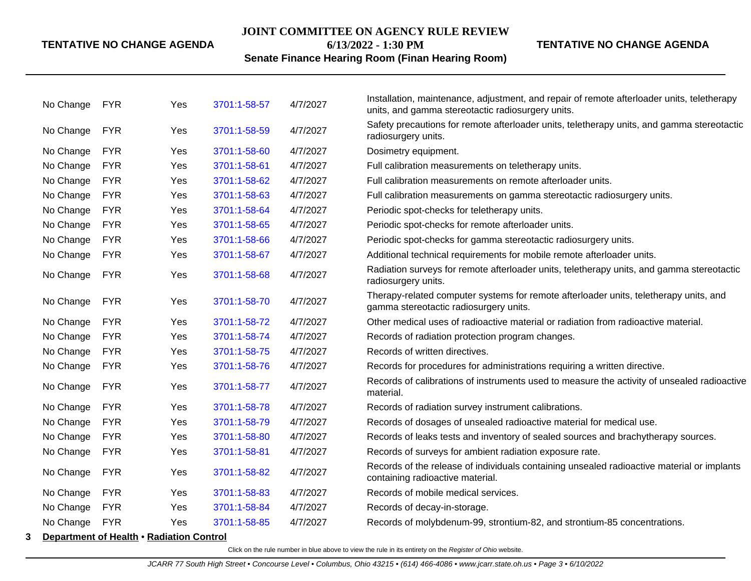| | | | | | |
|---|---|---|---|---|---|
| No Change | FYR | Yes | 3701:1-58-57 | 4/7/2027 | Installation, maintenance, adjustment, and repair of remote afterloader units, teletherapy units, and gamma stereotactic radiosurgery units. |
| No Change | FYR | Yes | 3701:1-58-59 | 4/7/2027 | Safety precautions for remote afterloader units, teletherapy units, and gamma stereotactic radiosurgery units. |
| No Change | FYR | Yes | 3701:1-58-60 | 4/7/2027 | Dosimetry equipment. |
| No Change | FYR | Yes | 3701:1-58-61 | 4/7/2027 | Full calibration measurements on teletherapy units. |
| No Change | FYR | Yes | 3701:1-58-62 | 4/7/2027 | Full calibration measurements on remote afterloader units. |
| No Change | FYR | Yes | 3701:1-58-63 | 4/7/2027 | Full calibration measurements on gamma stereotactic radiosurgery units. |
| No Change | FYR | Yes | 3701:1-58-64 | 4/7/2027 | Periodic spot-checks for teletherapy units. |
| No Change | FYR | Yes | 3701:1-58-65 | 4/7/2027 | Periodic spot-checks for remote afterloader units. |
| No Change | FYR | Yes | 3701:1-58-66 | 4/7/2027 | Periodic spot-checks for gamma stereotactic radiosurgery units. |
| No Change | FYR | Yes | 3701:1-58-67 | 4/7/2027 | Additional technical requirements for mobile remote afterloader units. |
| No Change | FYR | Yes | 3701:1-58-68 | 4/7/2027 | Radiation surveys for remote afterloader units, teletherapy units, and gamma stereotactic radiosurgery units. |
| No Change | FYR | Yes | 3701:1-58-70 | 4/7/2027 | Therapy-related computer systems for remote afterloader units, teletherapy units, and gamma stereotactic radiosurgery units. |
| No Change | FYR | Yes | 3701:1-58-72 | 4/7/2027 | Other medical uses of radioactive material or radiation from radioactive material. |
| No Change | FYR | Yes | 3701:1-58-74 | 4/7/2027 | Records of radiation protection program changes. |
| No Change | FYR | Yes | 3701:1-58-75 | 4/7/2027 | Records of written directives. |
| No Change | FYR | Yes | 3701:1-58-76 | 4/7/2027 | Records for procedures for administrations requiring a written directive. |
| No Change | FYR | Yes | 3701:1-58-77 | 4/7/2027 | Records of calibrations of instruments used to measure the activity of unsealed radioactive material. |
| No Change | FYR | Yes | 3701:1-58-78 | 4/7/2027 | Records of radiation survey instrument calibrations. |
| No Change | FYR | Yes | 3701:1-58-79 | 4/7/2027 | Records of dosages of unsealed radioactive material for medical use. |
| No Change | FYR | Yes | 3701:1-58-80 | 4/7/2027 | Records of leaks tests and inventory of sealed sources and brachytherapy sources. |
| No Change | FYR | Yes | 3701:1-58-81 | 4/7/2027 | Records of surveys for ambient radiation exposure rate. |
| No Change | FYR | Yes | 3701:1-58-82 | 4/7/2027 | Records of the release of individuals containing unsealed radioactive material or implants containing radioactive material. |
| No Change | FYR | Yes | 3701:1-58-83 | 4/7/2027 | Records of mobile medical services. |
| No Change | FYR | Yes | 3701:1-58-84 | 4/7/2027 | Records of decay-in-storage. |
| No Change | FYR | Yes | 3701:1-58-85 | 4/7/2027 | Records of molybdenum-99, strontium-82, and strontium-85 concentrations. |

**3** **Department of Health • Radiation Control**

Click on the rule number in blue above to view the rule in its entirety on the *Register of Ohio* website.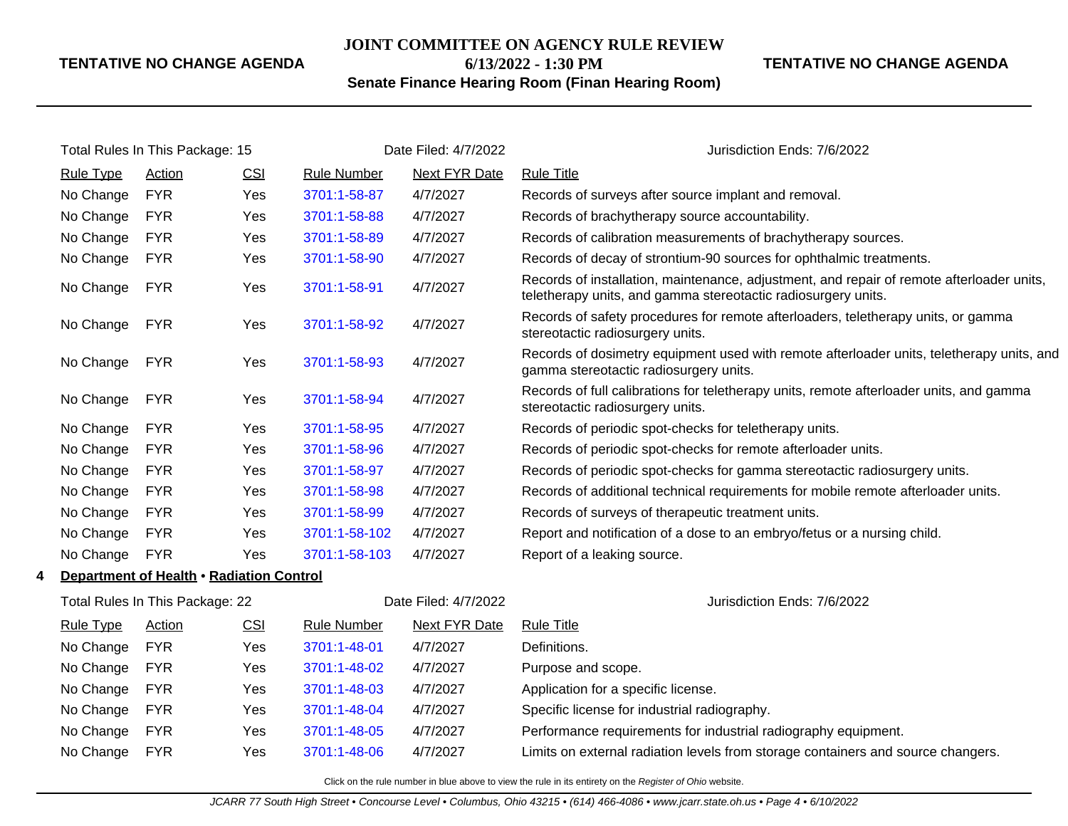Total Rules In This Package: 15 | Date Filed: 4/7/2022 | Jurisdiction Ends: 7/6/2022

| Rule Type | Action | CSI | Rule Number | Next FYR Date | Rule Title |
|---|---|---|---|---|---|
| No Change | FYR | Yes | 3701:1-58-87 | 4/7/2027 | Records of surveys after source implant and removal. |
| No Change | FYR | Yes | 3701:1-58-88 | 4/7/2027 | Records of brachytherapy source accountability. |
| No Change | FYR | Yes | 3701:1-58-89 | 4/7/2027 | Records of calibration measurements of brachytherapy sources. |
| No Change | FYR | Yes | 3701:1-58-90 | 4/7/2027 | Records of decay of strontium-90 sources for ophthalmic treatments. |
| No Change | FYR | Yes | 3701:1-58-91 | 4/7/2027 | Records of installation, maintenance, adjustment, and repair of remote afterloader units, teletherapy units, and gamma stereotactic radiosurgery units. |
| No Change | FYR | Yes | 3701:1-58-92 | 4/7/2027 | Records of safety procedures for remote afterloaders, teletherapy units, or gamma stereotactic radiosurgery units. |
| No Change | FYR | Yes | 3701:1-58-93 | 4/7/2027 | Records of dosimetry equipment used with remote afterloader units, teletherapy units, and gamma stereotactic radiosurgery units. |
| No Change | FYR | Yes | 3701:1-58-94 | 4/7/2027 | Records of full calibrations for teletherapy units, remote afterloader units, and gamma stereotactic radiosurgery units. |
| No Change | FYR | Yes | 3701:1-58-95 | 4/7/2027 | Records of periodic spot-checks for teletherapy units. |
| No Change | FYR | Yes | 3701:1-58-96 | 4/7/2027 | Records of periodic spot-checks for remote afterloader units. |
| No Change | FYR | Yes | 3701:1-58-97 | 4/7/2027 | Records of periodic spot-checks for gamma stereotactic radiosurgery units. |
| No Change | FYR | Yes | 3701:1-58-98 | 4/7/2027 | Records of additional technical requirements for mobile remote afterloader units. |
| No Change | FYR | Yes | 3701:1-58-99 | 4/7/2027 | Records of surveys of therapeutic treatment units. |
| No Change | FYR | Yes | 3701:1-58-102 | 4/7/2027 | Report and notification of a dose to an embryo/fetus or a nursing child. |
| No Change | FYR | Yes | 3701:1-58-103 | 4/7/2027 | Report of a leaking source. |

## 4 Department of Health • Radiation Control

Total Rules In This Package: 22 | Date Filed: 4/7/2022 | Jurisdiction Ends: 7/6/2022

| Rule Type | Action | CSI | Rule Number | Next FYR Date | Rule Title |
|---|---|---|---|---|---|
| No Change | FYR | Yes | 3701:1-48-01 | 4/7/2027 | Definitions. |
| No Change | FYR | Yes | 3701:1-48-02 | 4/7/2027 | Purpose and scope. |
| No Change | FYR | Yes | 3701:1-48-03 | 4/7/2027 | Application for a specific license. |
| No Change | FYR | Yes | 3701:1-48-04 | 4/7/2027 | Specific license for industrial radiography. |
| No Change | FYR | Yes | 3701:1-48-05 | 4/7/2027 | Performance requirements for industrial radiography equipment. |
| No Change | FYR | Yes | 3701:1-48-06 | 4/7/2027 | Limits on external radiation levels from storage containers and source changers. |

Click on the rule number in blue above to view the rule in its entirety on the *Register of Ohio* website.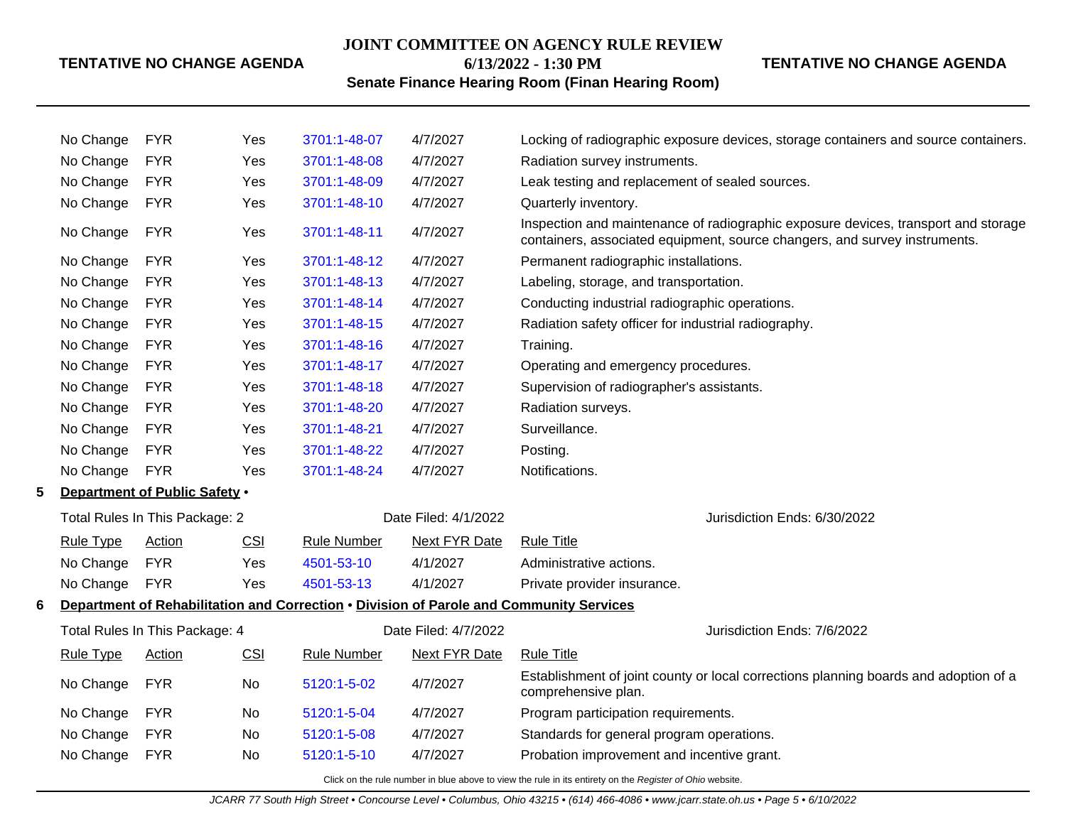| Rule Type | Action | CSI | Rule Number | Next FYR Date | Rule Title |
|---|---|---|---|---|---|
| No Change | FYR | Yes | 3701:1-48-07 | 4/7/2027 | Locking of radiographic exposure devices, storage containers and source containers. |
| No Change | FYR | Yes | 3701:1-48-08 | 4/7/2027 | Radiation survey instruments. |
| No Change | FYR | Yes | 3701:1-48-09 | 4/7/2027 | Leak testing and replacement of sealed sources. |
| No Change | FYR | Yes | 3701:1-48-10 | 4/7/2027 | Quarterly inventory. |
| No Change | FYR | Yes | 3701:1-48-11 | 4/7/2027 | Inspection and maintenance of radiographic exposure devices, transport and storage containers, associated equipment, source changers, and survey instruments. |
| No Change | FYR | Yes | 3701:1-48-12 | 4/7/2027 | Permanent radiographic installations. |
| No Change | FYR | Yes | 3701:1-48-13 | 4/7/2027 | Labeling, storage, and transportation. |
| No Change | FYR | Yes | 3701:1-48-14 | 4/7/2027 | Conducting industrial radiographic operations. |
| No Change | FYR | Yes | 3701:1-48-15 | 4/7/2027 | Radiation safety officer for industrial radiography. |
| No Change | FYR | Yes | 3701:1-48-16 | 4/7/2027 | Training. |
| No Change | FYR | Yes | 3701:1-48-17 | 4/7/2027 | Operating and emergency procedures. |
| No Change | FYR | Yes | 3701:1-48-18 | 4/7/2027 | Supervision of radiographer's assistants. |
| No Change | FYR | Yes | 3701:1-48-20 | 4/7/2027 | Radiation surveys. |
| No Change | FYR | Yes | 3701:1-48-21 | 4/7/2027 | Surveillance. |
| No Change | FYR | Yes | 3701:1-48-22 | 4/7/2027 | Posting. |
| No Change | FYR | Yes | 3701:1-48-24 | 4/7/2027 | Notifications. |

**5 Department of Public Safety •**

Total Rules In This Package: 2 | Date Filed: 4/1/2022 | Jurisdiction Ends: 6/30/2022

| Rule Type | Action | CSI | Rule Number | Next FYR Date | Rule Title |
|---|---|---|---|---|---|
| No Change | FYR | Yes | 4501-53-10 | 4/1/2027 | Administrative actions. |
| No Change | FYR | Yes | 4501-53-13 | 4/1/2027 | Private provider insurance. |

**6 Department of Rehabilitation and Correction • Division of Parole and Community Services**

Total Rules In This Package: 4 | Date Filed: 4/7/2022 | Jurisdiction Ends: 7/6/2022

| Rule Type | Action | CSI | Rule Number | Next FYR Date | Rule Title |
|---|---|---|---|---|---|
| No Change | FYR | No | 5120:1-5-02 | 4/7/2027 | Establishment of joint county or local corrections planning boards and adoption of a comprehensive plan. |
| No Change | FYR | No | 5120:1-5-04 | 4/7/2027 | Program participation requirements. |
| No Change | FYR | No | 5120:1-5-08 | 4/7/2027 | Standards for general program operations. |
| No Change | FYR | No | 5120:1-5-10 | 4/7/2027 | Probation improvement and incentive grant. |

Click on the rule number in blue above to view the rule in its entirety on the *Register of Ohio* website.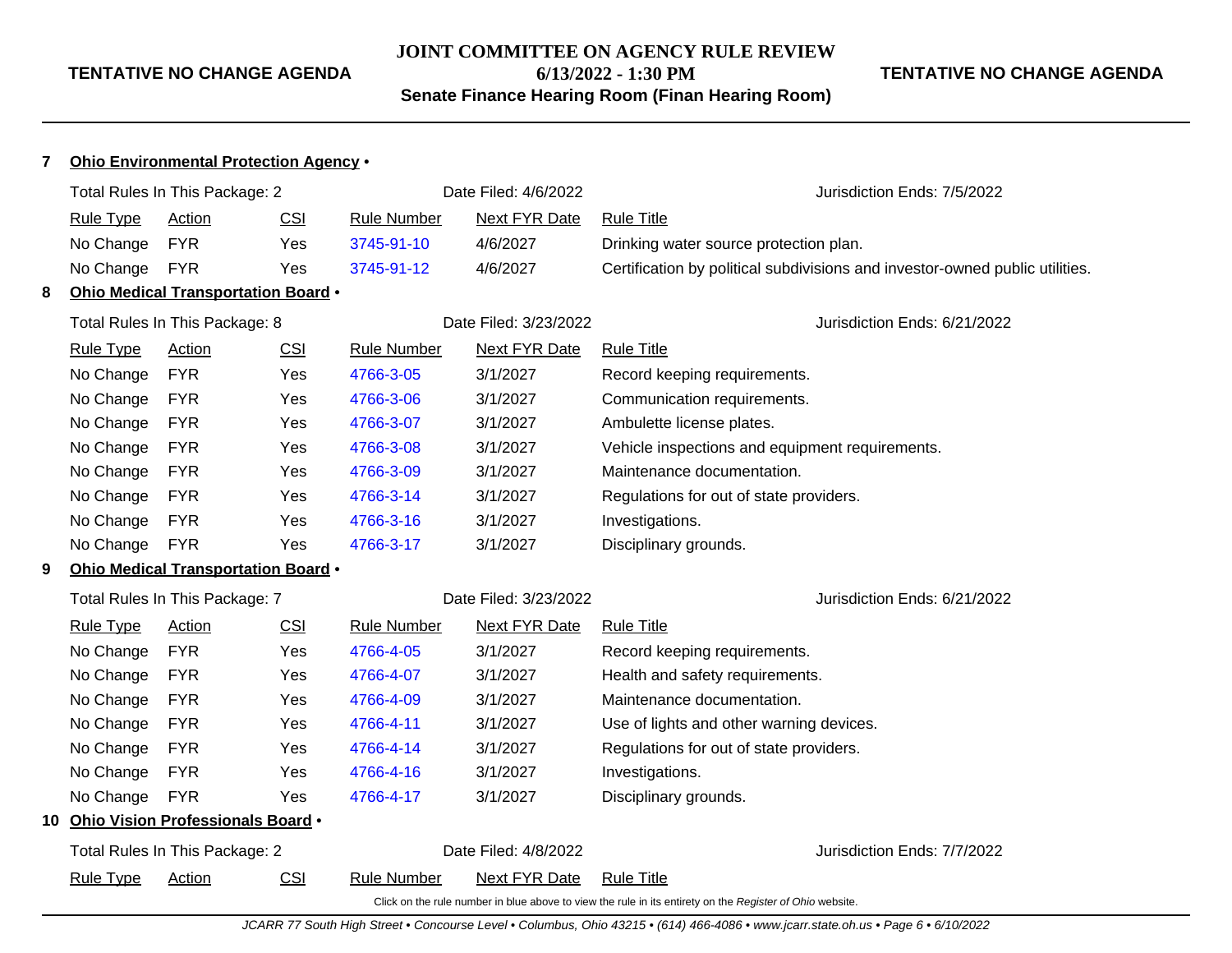**JOINT COMMITTEE ON AGENCY RULE REVIEW**

**TENTATIVE NO CHANGE AGENDA** — **6/13/2022 - 1:30 PM** — **TENTATIVE NO CHANGE AGENDA**

**Senate Finance Hearing Room (Finan Hearing Room)**

## 7 Ohio Environmental Protection Agency •

Total Rules In This Package: 2 | Date Filed: 4/6/2022 | Jurisdiction Ends: 7/5/2022

| Rule Type | Action | CSI | Rule Number | Next FYR Date | Rule Title |
|---|---|---|---|---|---|
| No Change | FYR | Yes | 3745-91-10 | 4/6/2027 | Drinking water source protection plan. |
| No Change | FYR | Yes | 3745-91-12 | 4/6/2027 | Certification by political subdivisions and investor-owned public utilities. |

## 8 Ohio Medical Transportation Board •

Total Rules In This Package: 8 | Date Filed: 3/23/2022 | Jurisdiction Ends: 6/21/2022

| Rule Type | Action | CSI | Rule Number | Next FYR Date | Rule Title |
|---|---|---|---|---|---|
| No Change | FYR | Yes | 4766-3-05 | 3/1/2027 | Record keeping requirements. |
| No Change | FYR | Yes | 4766-3-06 | 3/1/2027 | Communication requirements. |
| No Change | FYR | Yes | 4766-3-07 | 3/1/2027 | Ambulette license plates. |
| No Change | FYR | Yes | 4766-3-08 | 3/1/2027 | Vehicle inspections and equipment requirements. |
| No Change | FYR | Yes | 4766-3-09 | 3/1/2027 | Maintenance documentation. |
| No Change | FYR | Yes | 4766-3-14 | 3/1/2027 | Regulations for out of state providers. |
| No Change | FYR | Yes | 4766-3-16 | 3/1/2027 | Investigations. |
| No Change | FYR | Yes | 4766-3-17 | 3/1/2027 | Disciplinary grounds. |

## 9 Ohio Medical Transportation Board •

Total Rules In This Package: 7 | Date Filed: 3/23/2022 | Jurisdiction Ends: 6/21/2022

| Rule Type | Action | CSI | Rule Number | Next FYR Date | Rule Title |
|---|---|---|---|---|---|
| No Change | FYR | Yes | 4766-4-05 | 3/1/2027 | Record keeping requirements. |
| No Change | FYR | Yes | 4766-4-07 | 3/1/2027 | Health and safety requirements. |
| No Change | FYR | Yes | 4766-4-09 | 3/1/2027 | Maintenance documentation. |
| No Change | FYR | Yes | 4766-4-11 | 3/1/2027 | Use of lights and other warning devices. |
| No Change | FYR | Yes | 4766-4-14 | 3/1/2027 | Regulations for out of state providers. |
| No Change | FYR | Yes | 4766-4-16 | 3/1/2027 | Investigations. |
| No Change | FYR | Yes | 4766-4-17 | 3/1/2027 | Disciplinary grounds. |

## 10 Ohio Vision Professionals Board •

Total Rules In This Package: 2 | Date Filed: 4/8/2022 | Jurisdiction Ends: 7/7/2022

| Rule Type | Action | CSI | Rule Number | Next FYR Date | Rule Title |
|---|---|---|---|---|---|

Click on the rule number in blue above to view the rule in its entirety on the *Register of Ohio* website.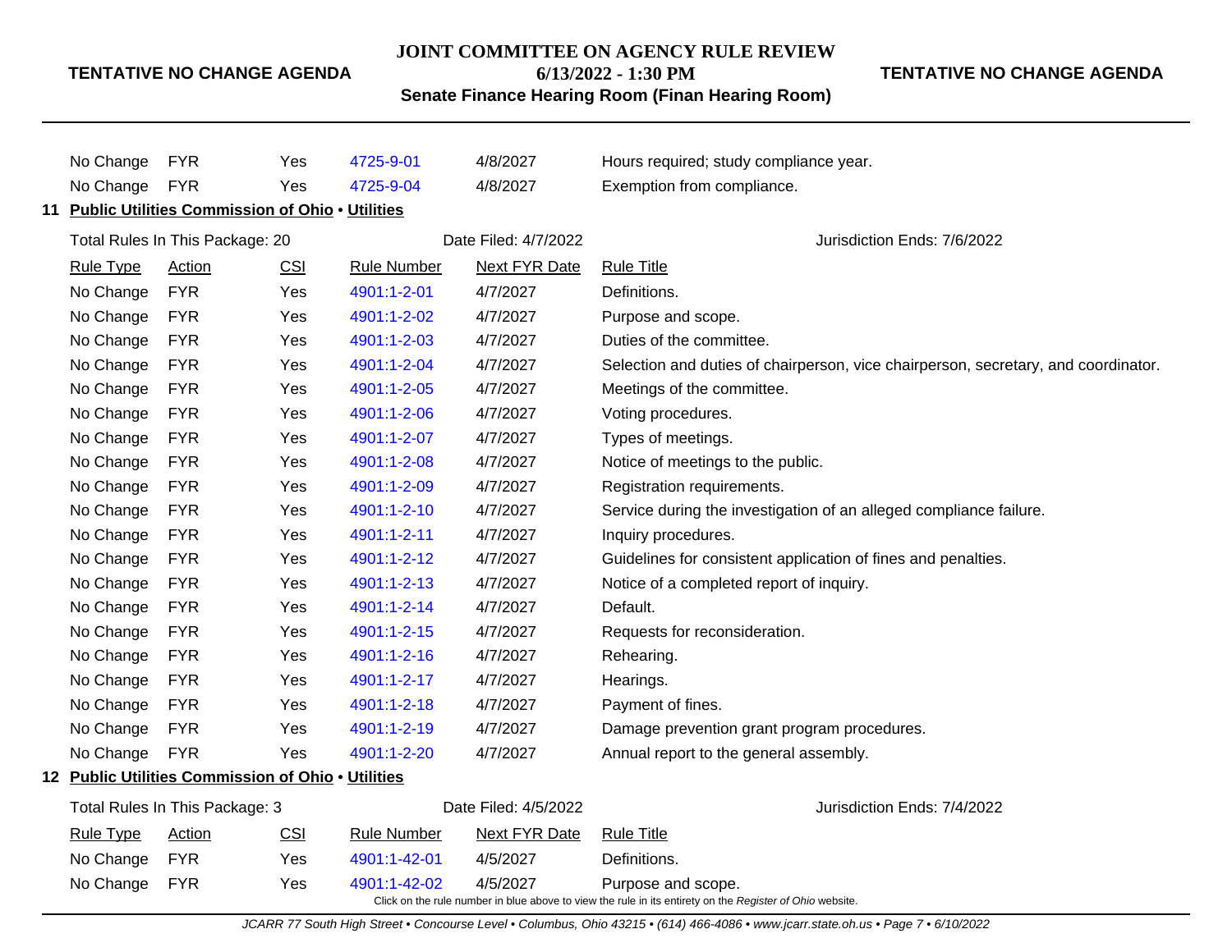| Rule Type | Action | CSI | Rule Number | Next FYR Date | Rule Title |
|---|---|---|---|---|---|
| No Change | FYR | Yes | 4725-9-01 | 4/8/2027 | Hours required; study compliance year. |
| No Change | FYR | Yes | 4725-9-04 | 4/8/2027 | Exemption from compliance. |

**11 Public Utilities Commission of Ohio • Utilities**

Total Rules In This Package: 20 — Date Filed: 4/7/2022 — Jurisdiction Ends: 7/6/2022

| Rule Type | Action | CSI | Rule Number | Next FYR Date | Rule Title |
|---|---|---|---|---|---|
| No Change | FYR | Yes | 4901:1-2-01 | 4/7/2027 | Definitions. |
| No Change | FYR | Yes | 4901:1-2-02 | 4/7/2027 | Purpose and scope. |
| No Change | FYR | Yes | 4901:1-2-03 | 4/7/2027 | Duties of the committee. |
| No Change | FYR | Yes | 4901:1-2-04 | 4/7/2027 | Selection and duties of chairperson, vice chairperson, secretary, and coordinator. |
| No Change | FYR | Yes | 4901:1-2-05 | 4/7/2027 | Meetings of the committee. |
| No Change | FYR | Yes | 4901:1-2-06 | 4/7/2027 | Voting procedures. |
| No Change | FYR | Yes | 4901:1-2-07 | 4/7/2027 | Types of meetings. |
| No Change | FYR | Yes | 4901:1-2-08 | 4/7/2027 | Notice of meetings to the public. |
| No Change | FYR | Yes | 4901:1-2-09 | 4/7/2027 | Registration requirements. |
| No Change | FYR | Yes | 4901:1-2-10 | 4/7/2027 | Service during the investigation of an alleged compliance failure. |
| No Change | FYR | Yes | 4901:1-2-11 | 4/7/2027 | Inquiry procedures. |
| No Change | FYR | Yes | 4901:1-2-12 | 4/7/2027 | Guidelines for consistent application of fines and penalties. |
| No Change | FYR | Yes | 4901:1-2-13 | 4/7/2027 | Notice of a completed report of inquiry. |
| No Change | FYR | Yes | 4901:1-2-14 | 4/7/2027 | Default. |
| No Change | FYR | Yes | 4901:1-2-15 | 4/7/2027 | Requests for reconsideration. |
| No Change | FYR | Yes | 4901:1-2-16 | 4/7/2027 | Rehearing. |
| No Change | FYR | Yes | 4901:1-2-17 | 4/7/2027 | Hearings. |
| No Change | FYR | Yes | 4901:1-2-18 | 4/7/2027 | Payment of fines. |
| No Change | FYR | Yes | 4901:1-2-19 | 4/7/2027 | Damage prevention grant program procedures. |
| No Change | FYR | Yes | 4901:1-2-20 | 4/7/2027 | Annual report to the general assembly. |

**12 Public Utilities Commission of Ohio • Utilities**

Total Rules In This Package: 3 — Date Filed: 4/5/2022 — Jurisdiction Ends: 7/4/2022

| Rule Type | Action | CSI | Rule Number | Next FYR Date | Rule Title |
|---|---|---|---|---|---|
| No Change | FYR | Yes | 4901:1-42-01 | 4/5/2027 | Definitions. |
| No Change | FYR | Yes | 4901:1-42-02 | 4/5/2027 | Purpose and scope. |

Click on the rule number in blue above to view the rule in its entirety on the *Register of Ohio* website.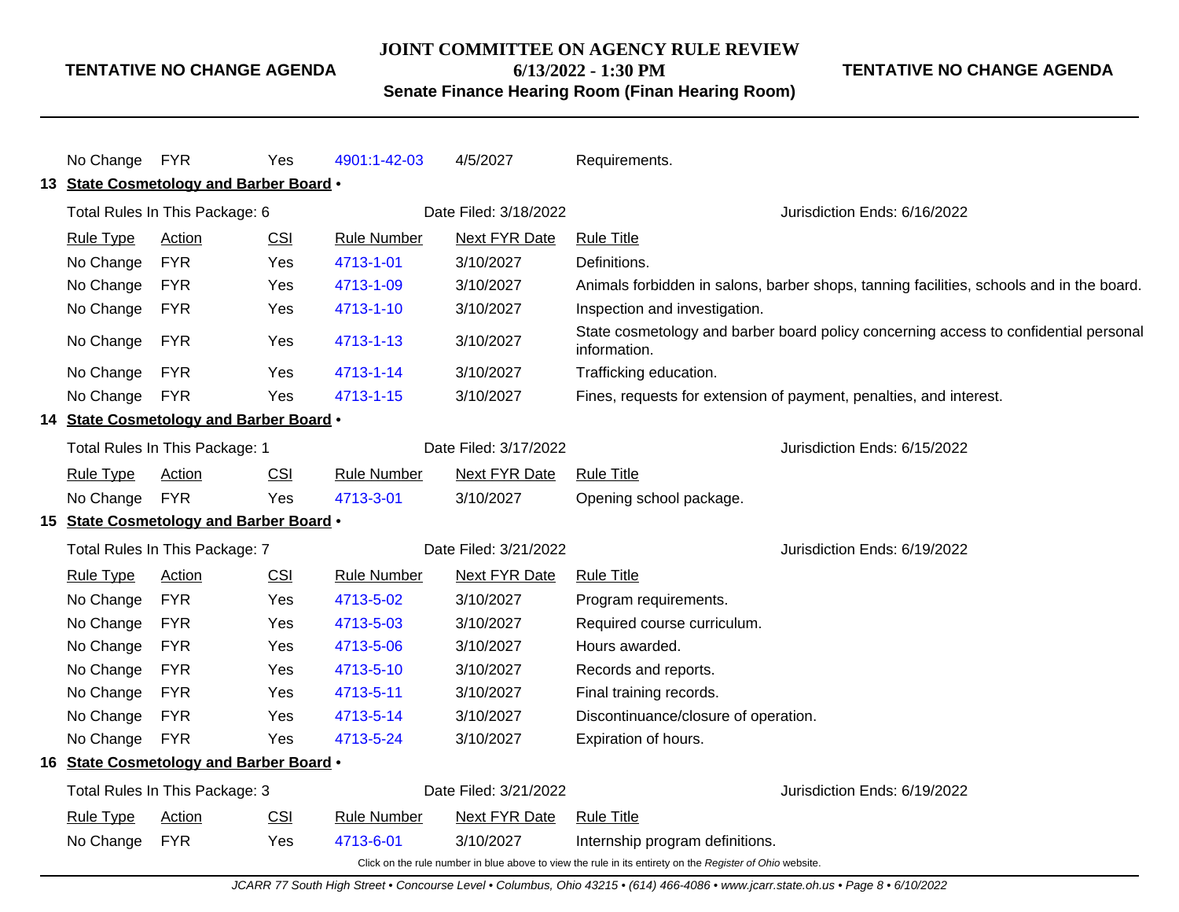| Rule Type | Action | CSI | Rule Number | Next FYR Date | Rule Title |
|---|---|---|---|---|---|
| No Change | FYR | Yes | 4901:1-42-03 | 4/5/2027 | Requirements. |

**13 State Cosmetology and Barber Board •**

Total Rules In This Package: 6 | Date Filed: 3/18/2022 | Jurisdiction Ends: 6/16/2022

| Rule Type | Action | CSI | Rule Number | Next FYR Date | Rule Title |
|---|---|---|---|---|---|
| No Change | FYR | Yes | 4713-1-01 | 3/10/2027 | Definitions. |
| No Change | FYR | Yes | 4713-1-09 | 3/10/2027 | Animals forbidden in salons, barber shops, tanning facilities, schools and in the board. |
| No Change | FYR | Yes | 4713-1-10 | 3/10/2027 | Inspection and investigation. |
| No Change | FYR | Yes | 4713-1-13 | 3/10/2027 | State cosmetology and barber board policy concerning access to confidential personal information. |
| No Change | FYR | Yes | 4713-1-14 | 3/10/2027 | Trafficking education. |
| No Change | FYR | Yes | 4713-1-15 | 3/10/2027 | Fines, requests for extension of payment, penalties, and interest. |

**14 State Cosmetology and Barber Board •**

Total Rules In This Package: 1 | Date Filed: 3/17/2022 | Jurisdiction Ends: 6/15/2022

| Rule Type | Action | CSI | Rule Number | Next FYR Date | Rule Title |
|---|---|---|---|---|---|
| No Change | FYR | Yes | 4713-3-01 | 3/10/2027 | Opening school package. |

**15 State Cosmetology and Barber Board •**

Total Rules In This Package: 7 | Date Filed: 3/21/2022 | Jurisdiction Ends: 6/19/2022

| Rule Type | Action | CSI | Rule Number | Next FYR Date | Rule Title |
|---|---|---|---|---|---|
| No Change | FYR | Yes | 4713-5-02 | 3/10/2027 | Program requirements. |
| No Change | FYR | Yes | 4713-5-03 | 3/10/2027 | Required course curriculum. |
| No Change | FYR | Yes | 4713-5-06 | 3/10/2027 | Hours awarded. |
| No Change | FYR | Yes | 4713-5-10 | 3/10/2027 | Records and reports. |
| No Change | FYR | Yes | 4713-5-11 | 3/10/2027 | Final training records. |
| No Change | FYR | Yes | 4713-5-14 | 3/10/2027 | Discontinuance/closure of operation. |
| No Change | FYR | Yes | 4713-5-24 | 3/10/2027 | Expiration of hours. |

**16 State Cosmetology and Barber Board •**

Total Rules In This Package: 3 | Date Filed: 3/21/2022 | Jurisdiction Ends: 6/19/2022

| Rule Type | Action | CSI | Rule Number | Next FYR Date | Rule Title |
|---|---|---|---|---|---|
| No Change | FYR | Yes | 4713-6-01 | 3/10/2027 | Internship program definitions. |

Click on the rule number in blue above to view the rule in its entirety on the *Register of Ohio* website.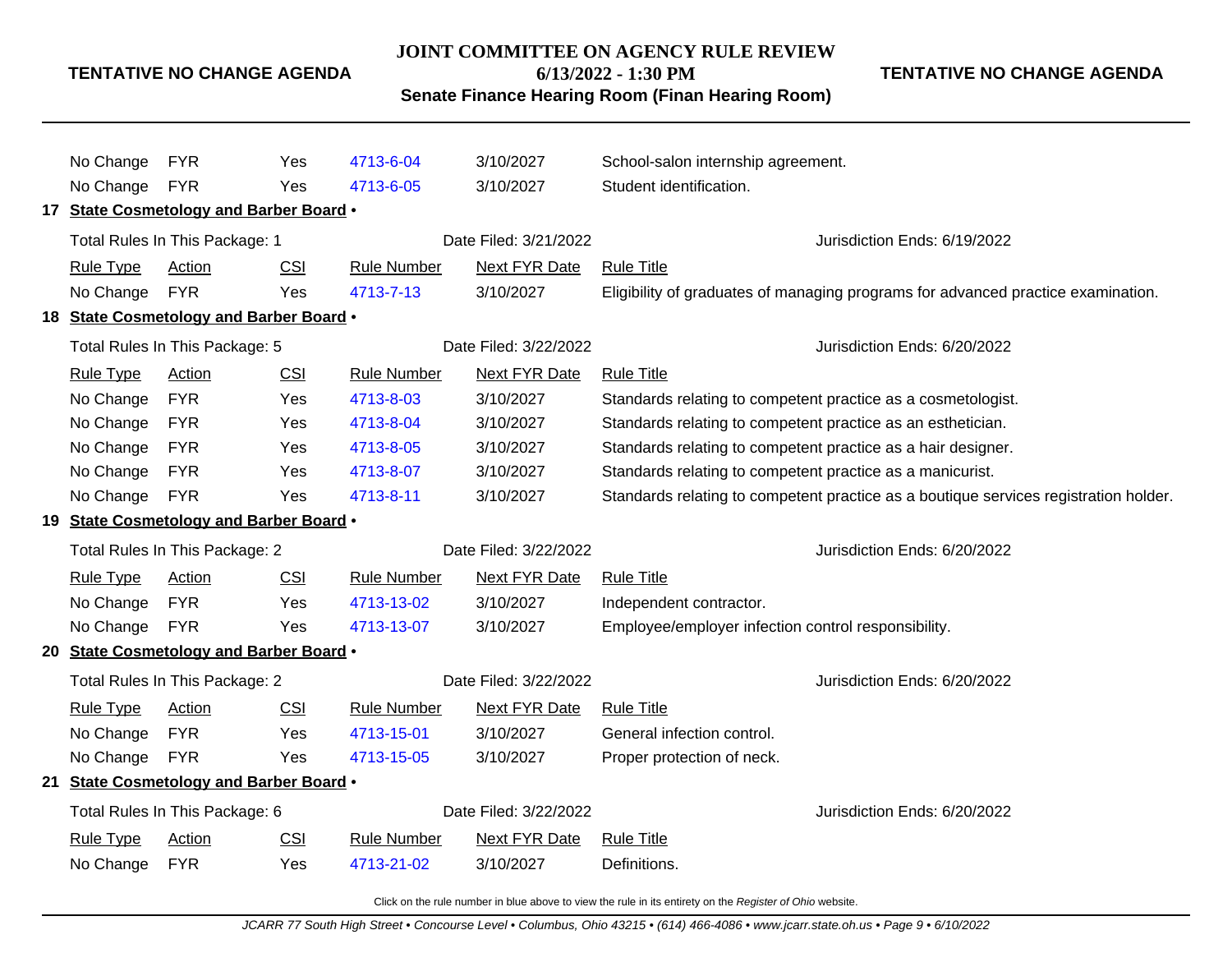| Rule Type | Action | CSI | Rule Number | Next FYR Date | Rule Title |
|---|---|---|---|---|---|
| No Change | FYR | Yes | 4713-6-04 | 3/10/2027 | School-salon internship agreement. |
| No Change | FYR | Yes | 4713-6-05 | 3/10/2027 | Student identification. |

**17 State Cosmetology and Barber Board •**

Total Rules In This Package: 1 | Date Filed: 3/21/2022 | Jurisdiction Ends: 6/19/2022

| Rule Type | Action | CSI | Rule Number | Next FYR Date | Rule Title |
|---|---|---|---|---|---|
| No Change | FYR | Yes | 4713-7-13 | 3/10/2027 | Eligibility of graduates of managing programs for advanced practice examination. |

**18 State Cosmetology and Barber Board •**

Total Rules In This Package: 5 | Date Filed: 3/22/2022 | Jurisdiction Ends: 6/20/2022

| Rule Type | Action | CSI | Rule Number | Next FYR Date | Rule Title |
|---|---|---|---|---|---|
| No Change | FYR | Yes | 4713-8-03 | 3/10/2027 | Standards relating to competent practice as a cosmetologist. |
| No Change | FYR | Yes | 4713-8-04 | 3/10/2027 | Standards relating to competent practice as an esthetician. |
| No Change | FYR | Yes | 4713-8-05 | 3/10/2027 | Standards relating to competent practice as a hair designer. |
| No Change | FYR | Yes | 4713-8-07 | 3/10/2027 | Standards relating to competent practice as a manicurist. |
| No Change | FYR | Yes | 4713-8-11 | 3/10/2027 | Standards relating to competent practice as a boutique services registration holder. |

**19 State Cosmetology and Barber Board •**

Total Rules In This Package: 2 | Date Filed: 3/22/2022 | Jurisdiction Ends: 6/20/2022

| Rule Type | Action | CSI | Rule Number | Next FYR Date | Rule Title |
|---|---|---|---|---|---|
| No Change | FYR | Yes | 4713-13-02 | 3/10/2027 | Independent contractor. |
| No Change | FYR | Yes | 4713-13-07 | 3/10/2027 | Employee/employer infection control responsibility. |

**20 State Cosmetology and Barber Board •**

Total Rules In This Package: 2 | Date Filed: 3/22/2022 | Jurisdiction Ends: 6/20/2022

| Rule Type | Action | CSI | Rule Number | Next FYR Date | Rule Title |
|---|---|---|---|---|---|
| No Change | FYR | Yes | 4713-15-01 | 3/10/2027 | General infection control. |
| No Change | FYR | Yes | 4713-15-05 | 3/10/2027 | Proper protection of neck. |

**21 State Cosmetology and Barber Board •**

Total Rules In This Package: 6 | Date Filed: 3/22/2022 | Jurisdiction Ends: 6/20/2022

| Rule Type | Action | CSI | Rule Number | Next FYR Date | Rule Title |
|---|---|---|---|---|---|
| No Change | FYR | Yes | 4713-21-02 | 3/10/2027 | Definitions. |

Click on the rule number in blue above to view the rule in its entirety on the *Register of Ohio* website.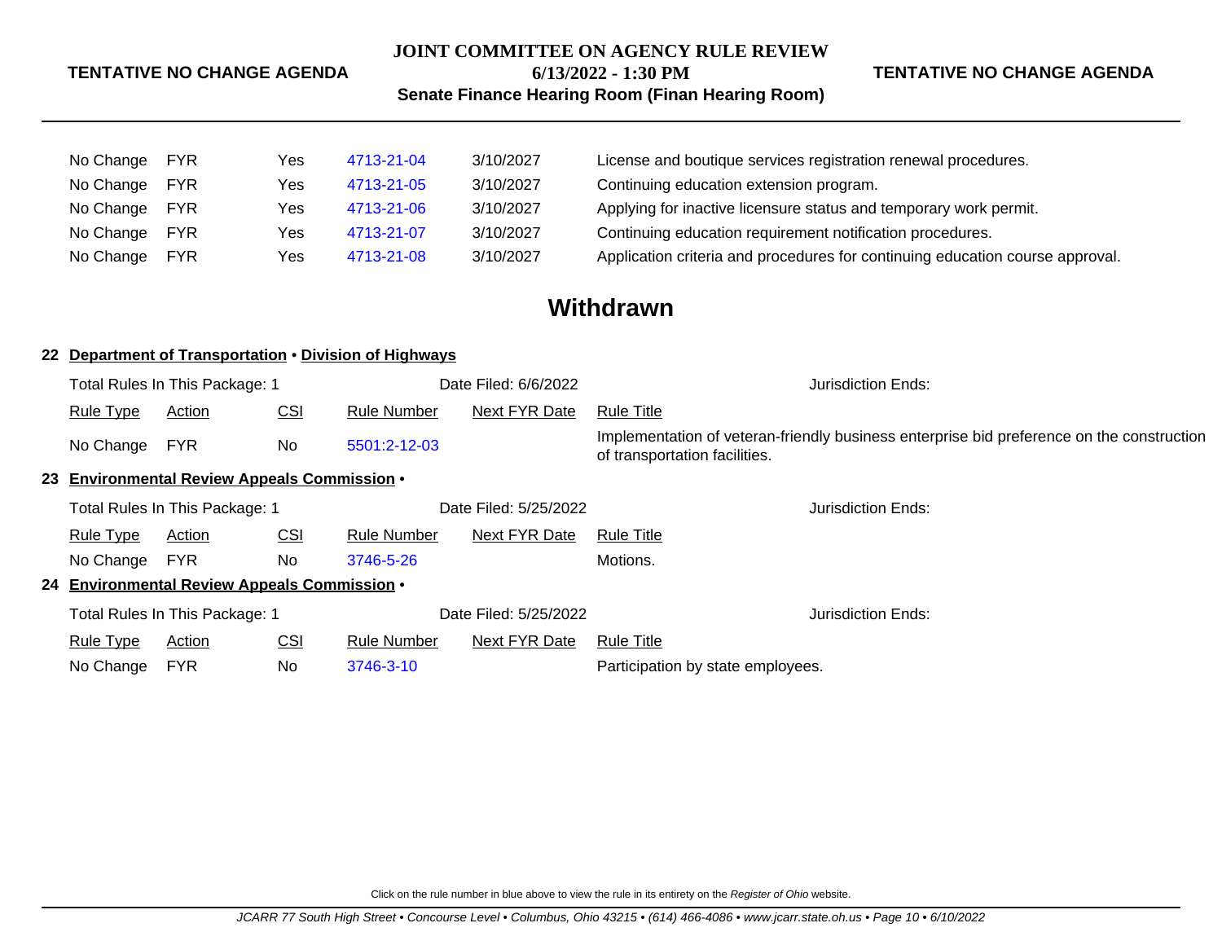| | | | | | |
|---|---|---|---|---|---|
| No Change | FYR | Yes | 4713-21-04 | 3/10/2027 | License and boutique services registration renewal procedures. |
| No Change | FYR | Yes | 4713-21-05 | 3/10/2027 | Continuing education extension program. |
| No Change | FYR | Yes | 4713-21-06 | 3/10/2027 | Applying for inactive licensure status and temporary work permit. |
| No Change | FYR | Yes | 4713-21-07 | 3/10/2027 | Continuing education requirement notification procedures. |
| No Change | FYR | Yes | 4713-21-08 | 3/10/2027 | Application criteria and procedures for continuing education course approval. |

## Withdrawn

**22 Department of Transportation • Division of Highways**

Total Rules In This Package: 1 | Date Filed: 6/6/2022 | Jurisdiction Ends:

| Rule Type | Action | CSI | Rule Number | Next FYR Date | Rule Title |
|---|---|---|---|---|---|
| No Change | FYR | No | 5501:2-12-03 | | Implementation of veteran-friendly business enterprise bid preference on the construction of transportation facilities. |

**23 Environmental Review Appeals Commission •**

Total Rules In This Package: 1 | Date Filed: 5/25/2022 | Jurisdiction Ends:

| Rule Type | Action | CSI | Rule Number | Next FYR Date | Rule Title |
|---|---|---|---|---|---|
| No Change | FYR | No | 3746-5-26 | | Motions. |

**24 Environmental Review Appeals Commission •**

Total Rules In This Package: 1 | Date Filed: 5/25/2022 | Jurisdiction Ends:

| Rule Type | Action | CSI | Rule Number | Next FYR Date | Rule Title |
|---|---|---|---|---|---|
| No Change | FYR | No | 3746-3-10 | | Participation by state employees. |

Click on the rule number in blue above to view the rule in its entirety on the *Register of Ohio* website.